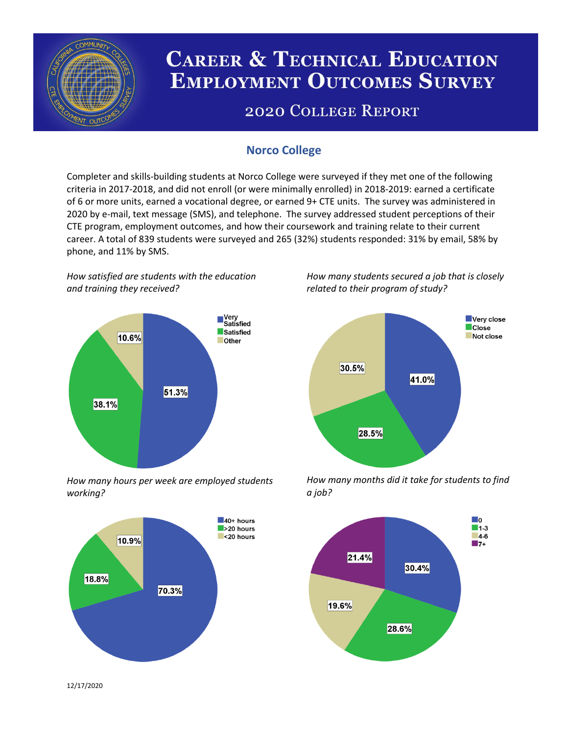# Career & Technical Education Employment Outcomes Survey

## 2020 College Report

### Norco College

Completer and skills-building students at Norco College were surveyed if they met one of the following criteria in 2017-2018, and did not enroll (or were minimally enrolled) in 2018-2019: earned a certificate of 6 or more units, earned a vocational degree, or earned 9+ CTE units. The survey was administered in 2020 by e-mail, text message (SMS), and telephone. The survey addressed student perceptions of their CTE program, employment outcomes, and how their coursework and training relate to their current career. A total of 839 students were surveyed and 265 (32%) students responded: 31% by email, 58% by phone, and 11% by SMS.

*How satisfied are students with the education and training they received?*

| Response | Percent |
|---|---|
| Very Satisfied | 51.3% |
| Satisfied | 38.1% |
| Other | 10.6% |

*How many students secured a job that is closely related to their program of study?*

| Response | Percent |
|---|---|
| Very close | 41.0% |
| Close | 28.5% |
| Not close | 30.5% |

*How many hours per week are employed students working?*

| Response | Percent |
|---|---|
| 40+ hours | 70.3% |
| >20 hours | 18.8% |
| <20 hours | 10.9% |

*How many months did it take for students to find a job?*

| Months | Percent |
|---|---|
| 0 | 30.4% |
| 1-3 | 28.6% |
| 4-6 | 19.6% |
| 7+ | 21.4% |

12/17/2020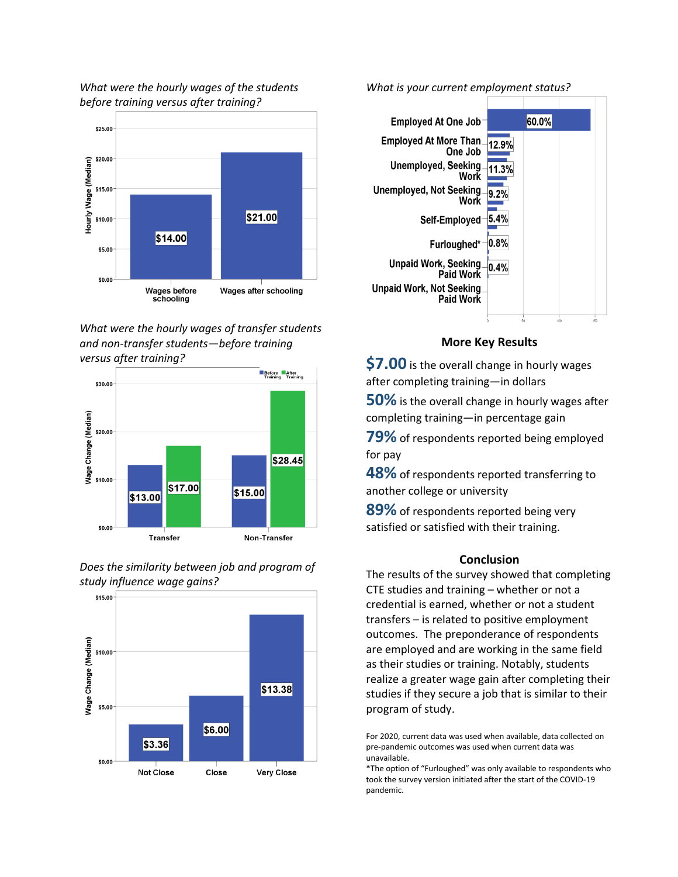*What were the hourly wages of the students before training versus after training?*

$25.00
$20.00
$15.00
$10.00
$5.00
$0.00
Hourly Wage (Median)
$14.00
$21.00
Wages before schooling
Wages after schooling

*What were the hourly wages of transfer students and non-transfer students—before training versus after training?*

Before Training
After Training
$30.00
$20.00
$10.00
$0.00
Wage Change (Median)
$13.00
$17.00
$15.00
$28.45
Transfer
Non-Transfer

*Does the similarity between job and program of study influence wage gains?*

$15.00
$10.00
$5.00
$0.00
Wage Change (Median)
$3.36
$6.00
$13.38
Not Close
Close
Very Close

*What is your current employment status?*

Employed At One Job 60.0%
Employed At More Than One Job 12.9%
Unemployed, Seeking Work 11.3%
Unemployed, Not Seeking Work 9.2%
Self-Employed 5.4%
Furloughed* 0.8%
Unpaid Work, Seeking Paid Work 0.4%
Unpaid Work, Not Seeking Paid Work
0
50
100
150

## More Key Results

**$7.00** is the overall change in hourly wages after completing training—in dollars

**50%** is the overall change in hourly wages after completing training—in percentage gain

**79%** of respondents reported being employed for pay

**48%** of respondents reported transferring to another college or university

**89%** of respondents reported being very satisfied or satisfied with their training.

## Conclusion

The results of the survey showed that completing CTE studies and training – whether or not a credential is earned, whether or not a student transfers – is related to positive employment outcomes. The preponderance of respondents are employed and are working in the same field as their studies or training. Notably, students realize a greater wage gain after completing their studies if they secure a job that is similar to their program of study.

For 2020, current data was used when available, data collected on pre-pandemic outcomes was used when current data was unavailable.
*The option of "Furloughed" was only available to respondents who took the survey version initiated after the start of the COVID-19 pandemic.